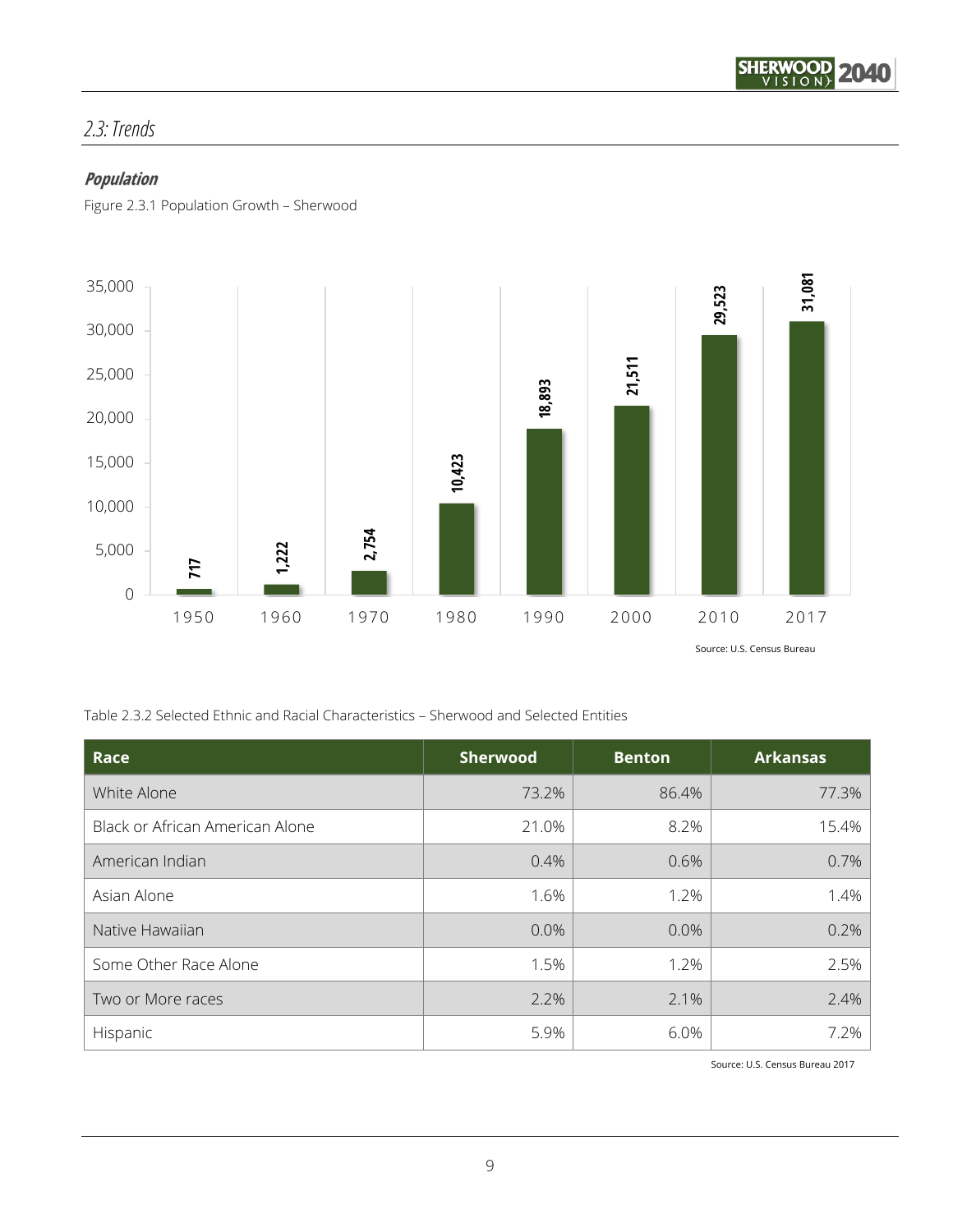## 2.3: Trends

### Population

Figure 2.3.1 Population Growth – Sherwood

| Year | Population |
| --- | --- |
| 1950 | 717 |
| 1960 | 1,222 |
| 1970 | 2,754 |
| 1980 | 10,423 |
| 1990 | 18,893 |
| 2000 | 21,511 |
| 2010 | 29,523 |
| 2017 | 31,081 |

Source: U.S. Census Bureau

Table 2.3.2 Selected Ethnic and Racial Characteristics – Sherwood and Selected Entities

| Race | Sherwood | Benton | Arkansas |
| --- | --- | --- | --- |
| White Alone | 73.2% | 86.4% | 77.3% |
| Black or African American Alone | 21.0% | 8.2% | 15.4% |
| American Indian | 0.4% | 0.6% | 0.7% |
| Asian Alone | 1.6% | 1.2% | 1.4% |
| Native Hawaiian | 0.0% | 0.0% | 0.2% |
| Some Other Race Alone | 1.5% | 1.2% | 2.5% |
| Two or More races | 2.2% | 2.1% | 2.4% |
| Hispanic | 5.9% | 6.0% | 7.2% |

Source: U.S. Census Bureau 2017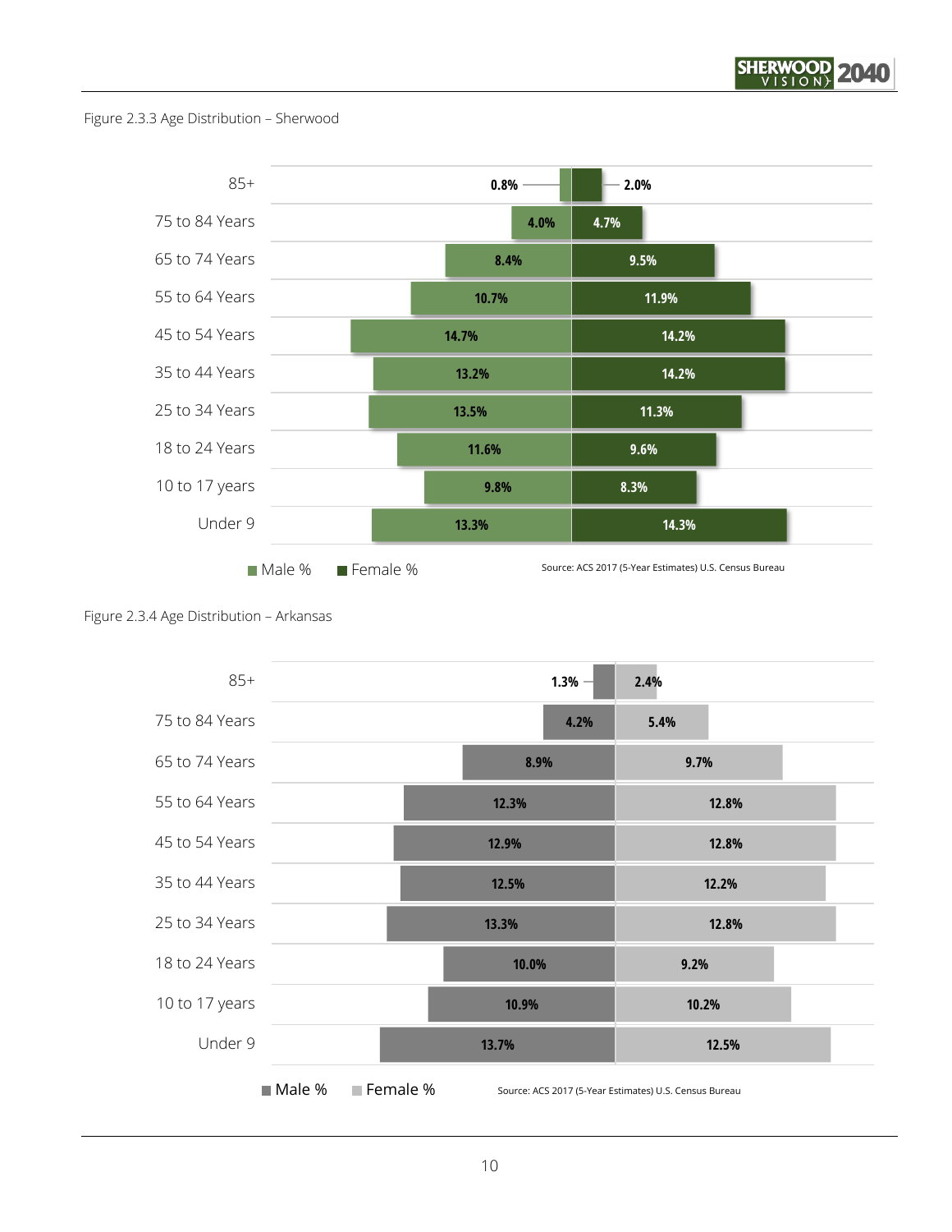Figure 2.3.3 Age Distribution – Sherwood

| Age Group | Male % | Female % |
|---|---|---|
| 85+ | 0.8% | 2.0% |
| 75 to 84 Years | 4.0% | 4.7% |
| 65 to 74 Years | 8.4% | 9.5% |
| 55 to 64 Years | 10.7% | 11.9% |
| 45 to 54 Years | 14.7% | 14.2% |
| 35 to 44 Years | 13.2% | 14.2% |
| 25 to 34 Years | 13.5% | 11.3% |
| 18 to 24 Years | 11.6% | 9.6% |
| 10 to 17 years | 9.8% | 8.3% |
| Under 9 | 13.3% | 14.3% |

Source: ACS 2017 (5-Year Estimates) U.S. Census Bureau

Figure 2.3.4 Age Distribution – Arkansas

| Age Group | Male % | Female % |
|---|---|---|
| 85+ | 1.3% | 2.4% |
| 75 to 84 Years | 4.2% | 5.4% |
| 65 to 74 Years | 8.9% | 9.7% |
| 55 to 64 Years | 12.3% | 12.8% |
| 45 to 54 Years | 12.9% | 12.8% |
| 35 to 44 Years | 12.5% | 12.2% |
| 25 to 34 Years | 13.3% | 12.8% |
| 18 to 24 Years | 10.0% | 9.2% |
| 10 to 17 years | 10.9% | 10.2% |
| Under 9 | 13.7% | 12.5% |

Source: ACS 2017 (5-Year Estimates) U.S. Census Bureau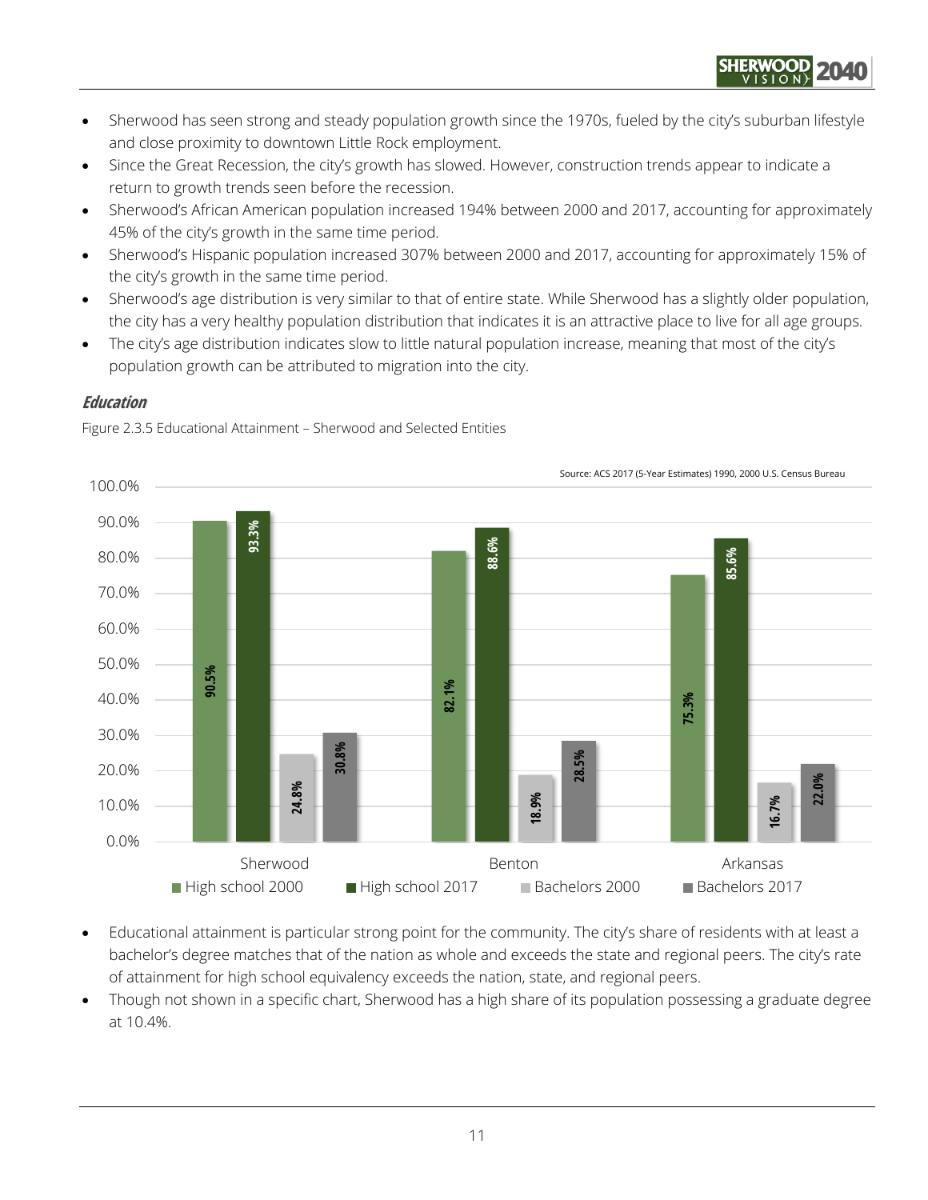- Sherwood has seen strong and steady population growth since the 1970s, fueled by the city's suburban lifestyle and close proximity to downtown Little Rock employment.
- Since the Great Recession, the city's growth has slowed. However, construction trends appear to indicate a return to growth trends seen before the recession.
- Sherwood's African American population increased 194% between 2000 and 2017, accounting for approximately 45% of the city's growth in the same time period.
- Sherwood's Hispanic population increased 307% between 2000 and 2017, accounting for approximately 15% of the city's growth in the same time period.
- Sherwood's age distribution is very similar to that of entire state. While Sherwood has a slightly older population, the city has a very healthy population distribution that indicates it is an attractive place to live for all age groups.
- The city's age distribution indicates slow to little natural population increase, meaning that most of the city's population growth can be attributed to migration into the city.

### *Education*

Figure 2.3.5 Educational Attainment – Sherwood and Selected Entities

Source: ACS 2017 (5-Year Estimates) 1990, 2000 U.S. Census Bureau

| | High school 2000 | High school 2017 | Bachelors 2000 | Bachelors 2017 |
|---|---|---|---|---|
| Sherwood | 90.5% | 93.3% | 24.8% | 30.8% |
| Benton | 82.1% | 88.6% | 18.9% | 28.5% |
| Arkansas | 75.3% | 85.6% | 16.7% | 22.0% |

- Educational attainment is particular strong point for the community. The city's share of residents with at least a bachelor's degree matches that of the nation as whole and exceeds the state and regional peers. The city's rate of attainment for high school equivalency exceeds the nation, state, and regional peers.
- Though not shown in a specific chart, Sherwood has a high share of its population possessing a graduate degree at 10.4%.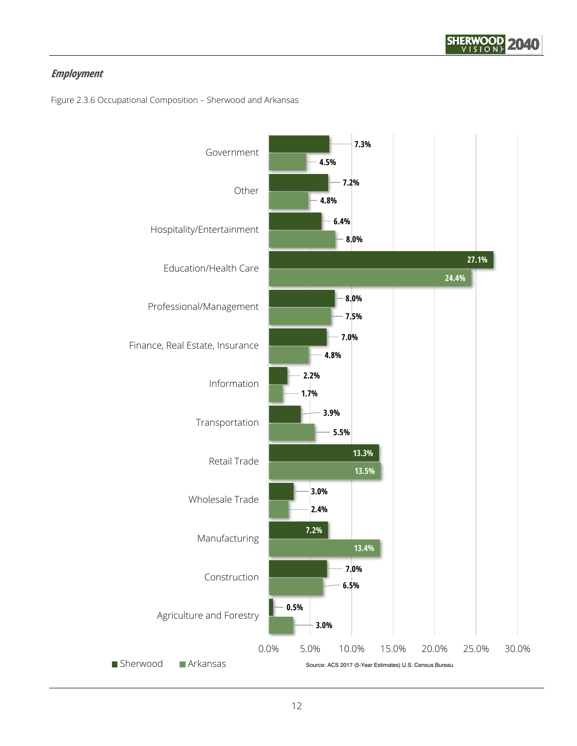### *Employment*

Figure 2.3.6 Occupational Composition – Sherwood and Arkansas

| Occupation | Sherwood | Arkansas |
|---|---|---|
| Government | 7.3% | 4.5% |
| Other | 7.2% | 4.8% |
| Hospitality/Entertainment | 6.4% | 8.0% |
| Education/Health Care | 27.1% | 24.4% |
| Professional/Management | 8.0% | 7.5% |
| Finance, Real Estate, Insurance | 7.0% | 4.8% |
| Information | 2.2% | 1.7% |
| Transportation | 3.9% | 5.5% |
| Retail Trade | 13.3% | 13.5% |
| Wholesale Trade | 3.0% | 2.4% |
| Manufacturing | 7.2% | 13.4% |
| Construction | 7.0% | 6.5% |
| Agriculture and Forestry | 0.5% | 3.0% |

Source: ACS 2017 (5-Year Estimates) U.S. Census Bureau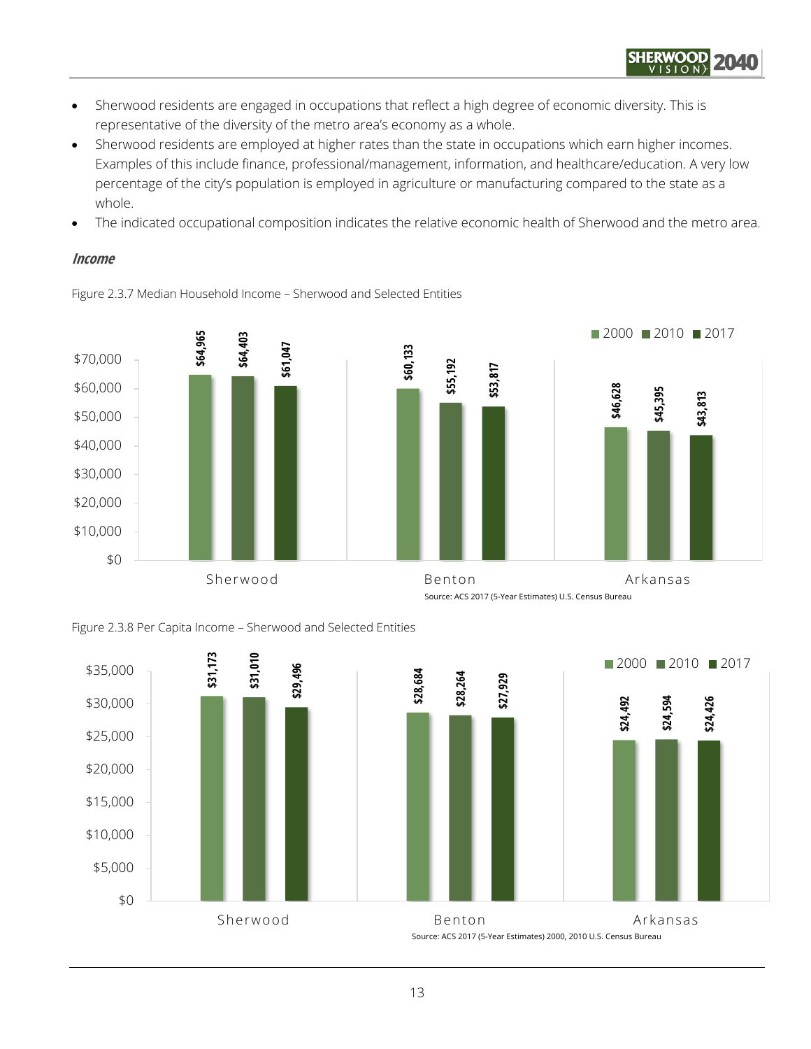- Sherwood residents are engaged in occupations that reflect a high degree of economic diversity. This is representative of the diversity of the metro area's economy as a whole.
- Sherwood residents are employed at higher rates than the state in occupations which earn higher incomes. Examples of this include finance, professional/management, information, and healthcare/education. A very low percentage of the city's population is employed in agriculture or manufacturing compared to the state as a whole.
- The indicated occupational composition indicates the relative economic health of Sherwood and the metro area.

### *Income*

Figure 2.3.7 Median Household Income – Sherwood and Selected Entities

| | 2000 | 2010 | 2017 |
|---|---|---|---|
| Sherwood | $64,965 | $64,403 | $61,047 |
| Benton | $60,133 | $55,192 | $53,817 |
| Arkansas | $46,628 | $45,395 | $43,813 |

Source: ACS 2017 (5-Year Estimates) U.S. Census Bureau

Figure 2.3.8 Per Capita Income – Sherwood and Selected Entities

| | 2000 | 2010 | 2017 |
|---|---|---|---|
| Sherwood | $31,173 | $31,010 | $29,496 |
| Benton | $28,684 | $28,264 | $27,929 |
| Arkansas | $24,492 | $24,594 | $24,426 |

Source: ACS 2017 (5-Year Estimates) 2000, 2010 U.S. Census Bureau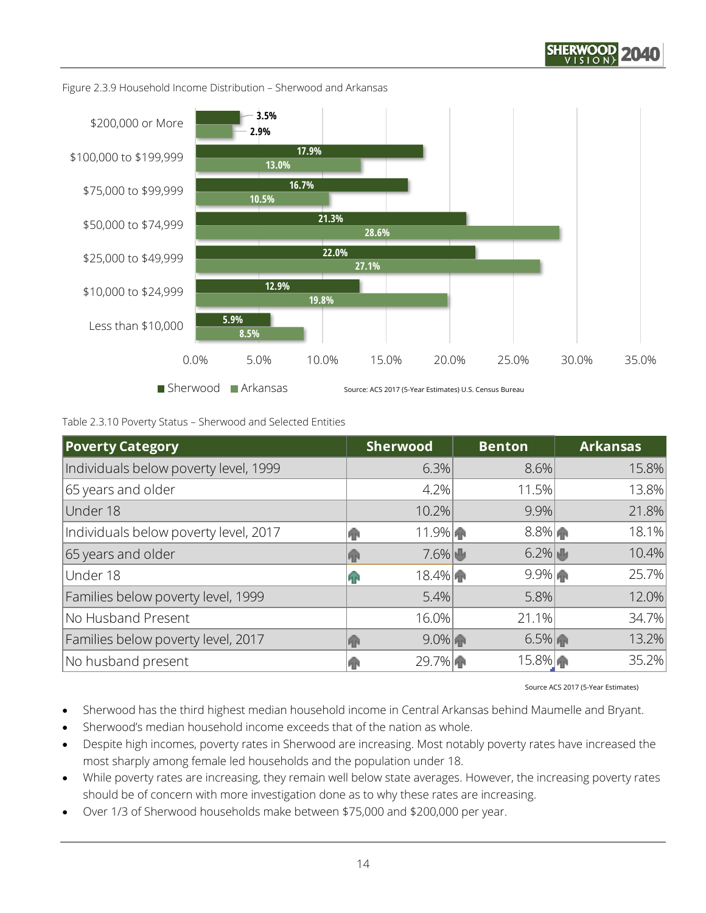Figure 2.3.9 Household Income Distribution – Sherwood and Arkansas

| Income | Sherwood | Arkansas |
| --- | --- | --- |
| $200,000 or More | 3.5% | 2.9% |
| $100,000 to $199,999 | 17.9% | 13.0% |
| $75,000 to $99,999 | 16.7% | 10.5% |
| $50,000 to $74,999 | 21.3% | 28.6% |
| $25,000 to $49,999 | 22.0% | 27.1% |
| $10,000 to $24,999 | 12.9% | 19.8% |
| Less than $10,000 | 5.9% | 8.5% |

Source: ACS 2017 (5-Year Estimates) U.S. Census Bureau

Table 2.3.10 Poverty Status – Sherwood and Selected Entities

| Poverty Category | Sherwood | Benton | Arkansas |
| --- | --- | --- | --- |
| Individuals below poverty level, 1999 | 6.3% | 8.6% | 15.8% |
| 65 years and older | 4.2% | 11.5% | 13.8% |
| Under 18 | 10.2% | 9.9% | 21.8% |
| Individuals below poverty level, 2017 | ↑ 11.9% | ↑ 8.8% | ↑ 18.1% |
| 65 years and older | ↑ 7.6% | ↓ 6.2% | ↓ 10.4% |
| Under 18 | ↑ 18.4% | ↑ 9.9% | ↑ 25.7% |
| Families below poverty level, 1999 | 5.4% | 5.8% | 12.0% |
| No Husband Present | 16.0% | 21.1% | 34.7% |
| Families below poverty level, 2017 | ↑ 9.0% | ↑ 6.5% | ↑ 13.2% |
| No husband present | ↑ 29.7% | ↑ 15.8% | ↑ 35.2% |

Source ACS 2017 (5-Year Estimates)

- Sherwood has the third highest median household income in Central Arkansas behind Maumelle and Bryant.
- Sherwood's median household income exceeds that of the nation as whole.
- Despite high incomes, poverty rates in Sherwood are increasing. Most notably poverty rates have increased the most sharply among female led households and the population under 18.
- While poverty rates are increasing, they remain well below state averages. However, the increasing poverty rates should be of concern with more investigation done as to why these rates are increasing.
- Over 1/3 of Sherwood households make between $75,000 and $200,000 per year.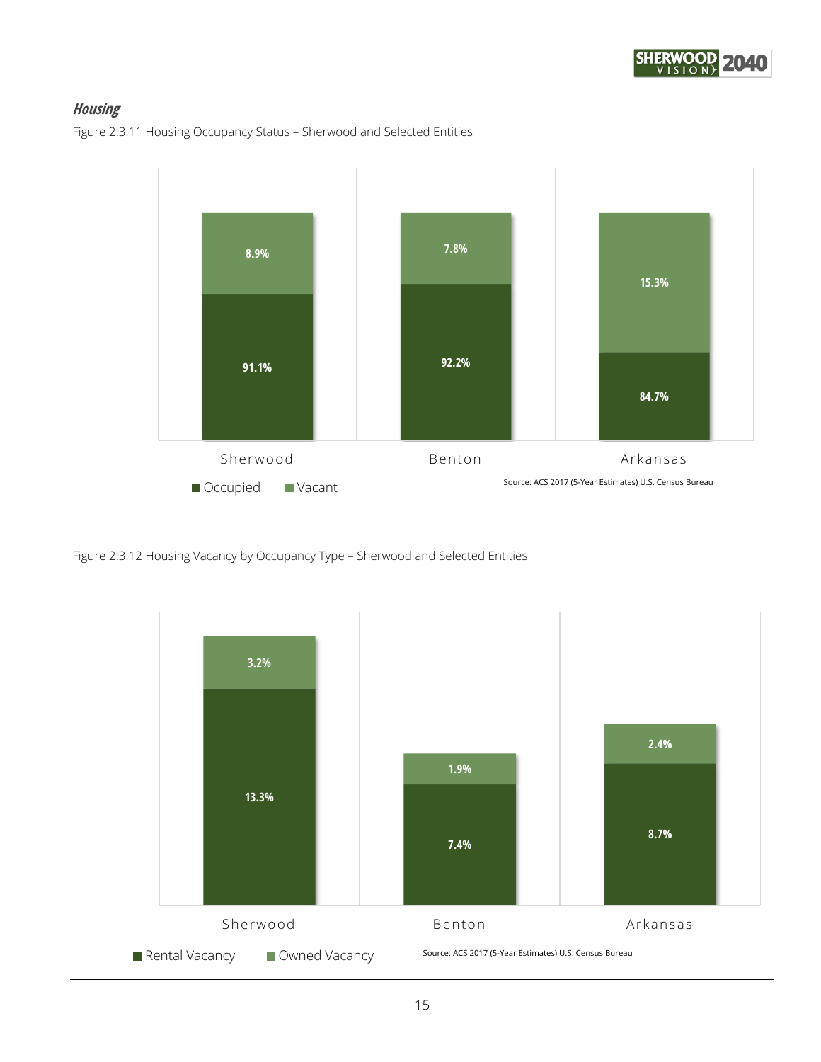### *Housing*

Figure 2.3.11 Housing Occupancy Status – Sherwood and Selected Entities

| | Occupied | Vacant |
|---|---|---|
| Sherwood | 91.1% | 8.9% |
| Benton | 92.2% | 7.8% |
| Arkansas | 84.7% | 15.3% |

Source: ACS 2017 (5-Year Estimates) U.S. Census Bureau

Figure 2.3.12 Housing Vacancy by Occupancy Type – Sherwood and Selected Entities

| | Rental Vacancy | Owned Vacancy |
|---|---|---|
| Sherwood | 13.3% | 3.2% |
| Benton | 7.4% | 1.9% |
| Arkansas | 8.7% | 2.4% |

Source: ACS 2017 (5-Year Estimates) U.S. Census Bureau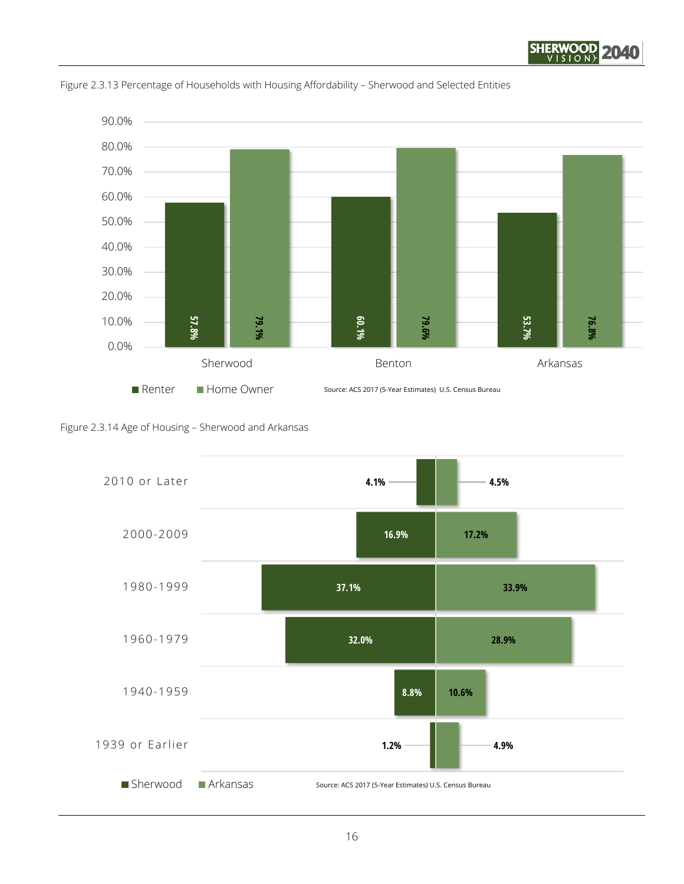Figure 2.3.13 Percentage of Households with Housing Affordability – Sherwood and Selected Entities

| | Renter | Home Owner |
|---|---|---|
| Sherwood | 57.8% | 79.1% |
| Benton | 60.1% | 79.6% |
| Arkansas | 53.7% | 76.8% |

Source: ACS 2017 (5-Year Estimates) U.S. Census Bureau

Figure 2.3.14 Age of Housing – Sherwood and Arkansas

| | Sherwood | Arkansas |
|---|---|---|
| 2010 or Later | 4.1% | 4.5% |
| 2000-2009 | 16.9% | 17.2% |
| 1980-1999 | 37.1% | 33.9% |
| 1960-1979 | 32.0% | 28.9% |
| 1940-1959 | 8.8% | 10.6% |
| 1939 or Earlier | 1.2% | 4.9% |

Source: ACS 2017 (5-Year Estimates) U.S. Census Bureau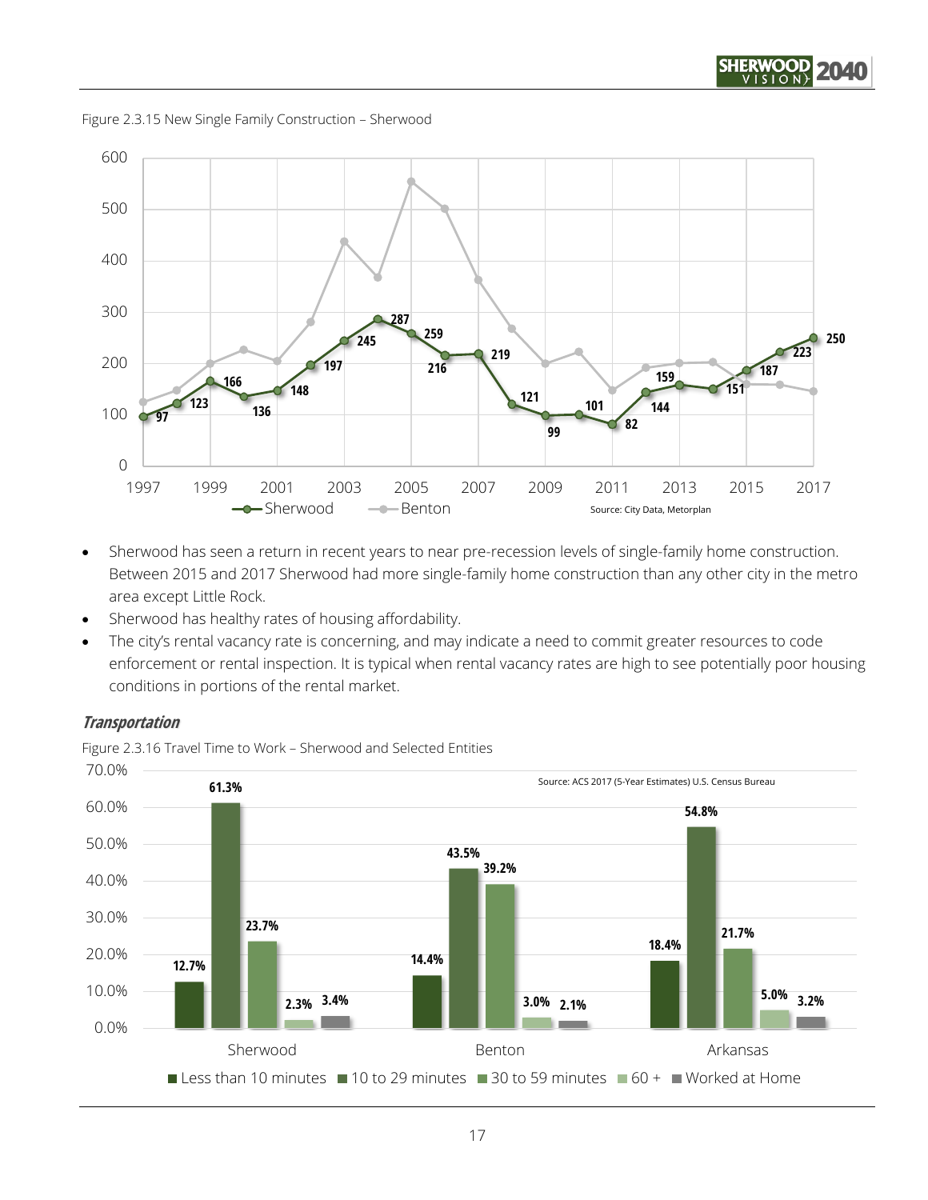Figure 2.3.15 New Single Family Construction – Sherwood

| Year | Sherwood |
|---|---|
| 1997 | 97 |
| 1998 | 123 |
| 1999 | 166 |
| 2000 | 136 |
| 2001 | 148 |
| 2002 | 197 |
| 2003 | 245 |
| 2004 | 287 |
| 2005 | 259 |
| 2006 | 216 |
| 2007 | 219 |
| 2008 | 121 |
| 2009 | 99 |
| 2010 | 101 |
| 2011 | 82 |
| 2012 | 144 |
| 2013 | 159 |
| 2014 | 151 |
| 2015 | 187 |
| 2016 | 223 |
| 2017 | 250 |

Source: City Data, Metorplan

- Sherwood has seen a return in recent years to near pre-recession levels of single-family home construction. Between 2015 and 2017 Sherwood had more single-family home construction than any other city in the metro area except Little Rock.
- Sherwood has healthy rates of housing affordability.
- The city's rental vacancy rate is concerning, and may indicate a need to commit greater resources to code enforcement or rental inspection. It is typical when rental vacancy rates are high to see potentially poor housing conditions in portions of the rental market.

### *Transportation*

Figure 2.3.16 Travel Time to Work – Sherwood and Selected Entities

| | Less than 10 minutes | 10 to 29 minutes | 30 to 59 minutes | 60 + | Worked at Home |
|---|---|---|---|---|---|
| Sherwood | 12.7% | 61.3% | 23.7% | 2.3% | 3.4% |
| Benton | 14.4% | 43.5% | 39.2% | 3.0% | 2.1% |
| Arkansas | 18.4% | 54.8% | 21.7% | 5.0% | 3.2% |

Source: ACS 2017 (5-Year Estimates) U.S. Census Bureau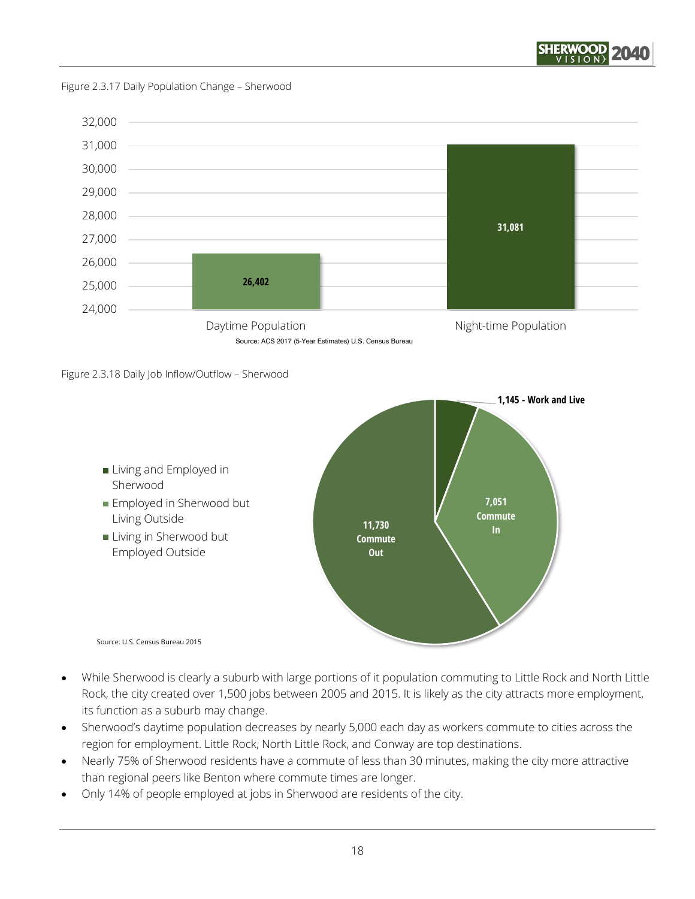Figure 2.3.17 Daily Population Change – Sherwood

| | Population |
|---|---|
| Daytime Population | 26,402 |
| Night-time Population | 31,081 |

Source: ACS 2017 (5-Year Estimates) U.S. Census Bureau

Figure 2.3.18 Daily Job Inflow/Outflow – Sherwood

| Category | Count |
|---|---|
| Living and Employed in Sherwood | 1,145 - Work and Live |
| Employed in Sherwood but Living Outside | 7,051 Commute In |
| Living in Sherwood but Employed Outside | 11,730 Commute Out |

Source: U.S. Census Bureau 2015

- While Sherwood is clearly a suburb with large portions of it population commuting to Little Rock and North Little Rock, the city created over 1,500 jobs between 2005 and 2015. It is likely as the city attracts more employment, its function as a suburb may change.
- Sherwood's daytime population decreases by nearly 5,000 each day as workers commute to cities across the region for employment. Little Rock, North Little Rock, and Conway are top destinations.
- Nearly 75% of Sherwood residents have a commute of less than 30 minutes, making the city more attractive than regional peers like Benton where commute times are longer.
- Only 14% of people employed at jobs in Sherwood are residents of the city.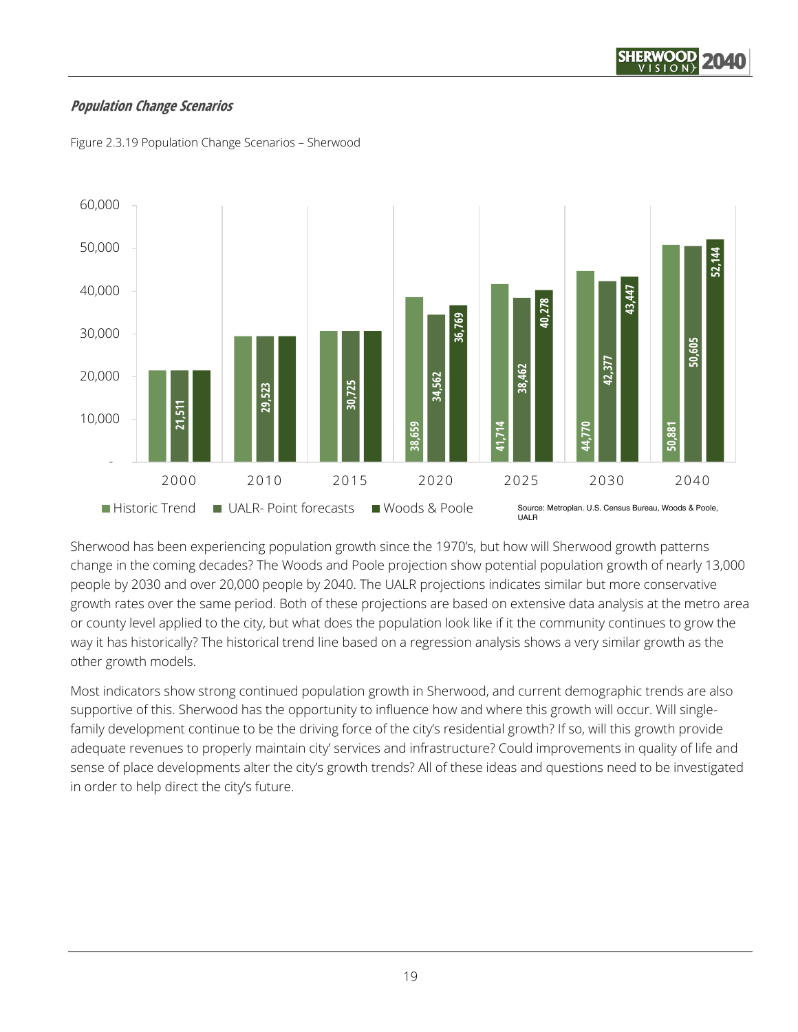### *Population Change Scenarios*

Figure 2.3.19 Population Change Scenarios – Sherwood

60,000
50,000
40,000
30,000
20,000
10,000
-

2000
21,511

2010
29,523

2015
30,725

2020
38,659
34,562
36,769

2025
41,714
38,462
40,278

2030
44,770
42,377
43,447

2040
50,881
50,605
52,144

Historic Trend
UALR- Point forecasts
Woods & Poole

Source: Metroplan. U.S. Census Bureau, Woods & Poole, UALR

Sherwood has been experiencing population growth since the 1970's, but how will Sherwood growth patterns change in the coming decades? The Woods and Poole projection show potential population growth of nearly 13,000 people by 2030 and over 20,000 people by 2040. The UALR projections indicates similar but more conservative growth rates over the same period. Both of these projections are based on extensive data analysis at the metro area or county level applied to the city, but what does the population look like if it the community continues to grow the way it has historically? The historical trend line based on a regression analysis shows a very similar growth as the other growth models.

Most indicators show strong continued population growth in Sherwood, and current demographic trends are also supportive of this. Sherwood has the opportunity to influence how and where this growth will occur. Will single-family development continue to be the driving force of the city's residential growth? If so, will this growth provide adequate revenues to properly maintain city' services and infrastructure? Could improvements in quality of life and sense of place developments alter the city's growth trends? All of these ideas and questions need to be investigated in order to help direct the city's future.